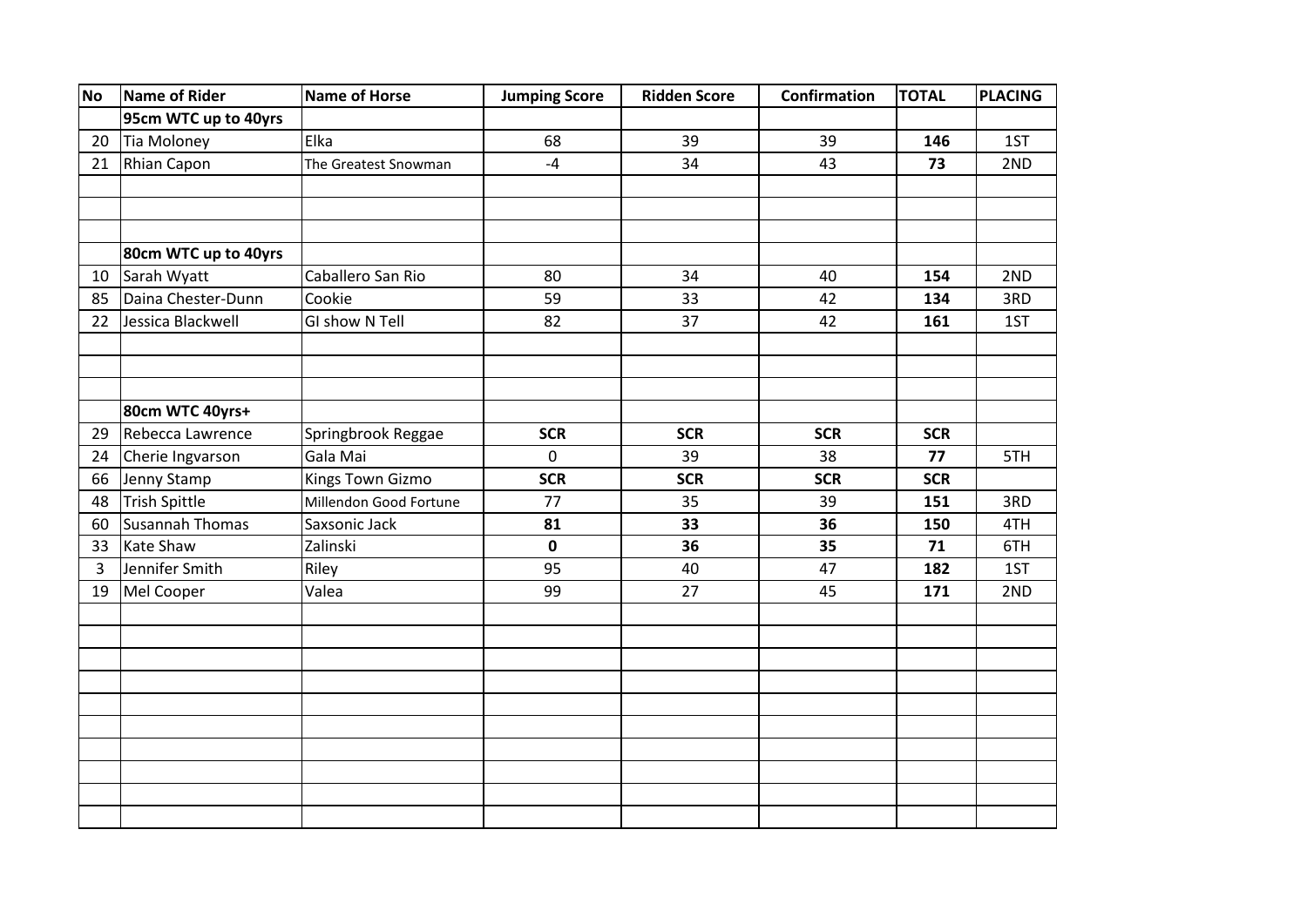| No | Name of Rider | Name of Horse | Jumping Score | Ridden Score | Confirmation | TOTAL | PLACING |
|---|---|---|---|---|---|---|---|
| | **95cm WTC up to 40yrs** | | | | | | |
| 20 | Tia Moloney | Elka | 68 | 39 | 39 | **146** | 1ST |
| 21 | Rhian Capon | The Greatest Snowman | -4 | 34 | 43 | **73** | 2ND |
| | | | | | | | |
| | | | | | | | |
| | | | | | | | |
| | **80cm WTC up to 40yrs** | | | | | | |
| 10 | Sarah Wyatt | Caballero San Rio | 80 | 34 | 40 | **154** | 2ND |
| 85 | Daina Chester-Dunn | Cookie | 59 | 33 | 42 | **134** | 3RD |
| 22 | Jessica Blackwell | GI show N Tell | 82 | 37 | 42 | **161** | 1ST |
| | | | | | | | |
| | | | | | | | |
| | | | | | | | |
| | **80cm WTC 40yrs+** | | | | | | |
| 29 | Rebecca Lawrence | Springbrook Reggae | **SCR** | **SCR** | **SCR** | **SCR** | |
| 24 | Cherie Ingvarson | Gala Mai | 0 | 39 | 38 | **77** | 5TH |
| 66 | Jenny Stamp | Kings Town Gizmo | **SCR** | **SCR** | **SCR** | **SCR** | |
| 48 | Trish Spittle | Millendon Good Fortune | 77 | 35 | 39 | **151** | 3RD |
| 60 | Susannah Thomas | Saxsonic Jack | **81** | **33** | **36** | **150** | 4TH |
| 33 | Kate Shaw | Zalinski | **0** | **36** | **35** | **71** | 6TH |
| 3 | Jennifer Smith | Riley | 95 | 40 | 47 | **182** | 1ST |
| 19 | Mel Cooper | Valea | 99 | 27 | 45 | **171** | 2ND |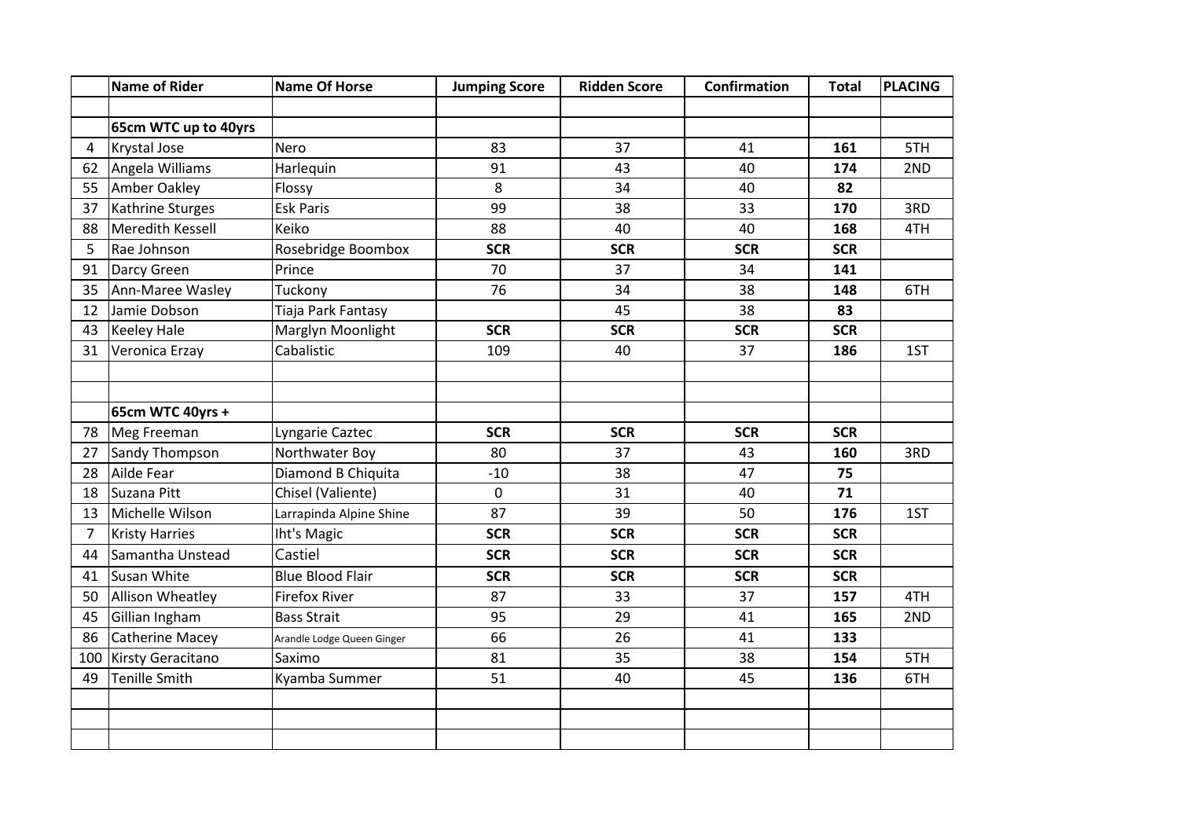| | Name of Rider | Name Of Horse | Jumping Score | Ridden Score | Confirmation | Total | PLACING |
|---|---|---|---|---|---|---|---|
| | | | | | | | |
| | **65cm WTC up to 40yrs** | | | | | | |
| 4 | Krystal Jose | Nero | 83 | 37 | 41 | **161** | 5TH |
| 62 | Angela Williams | Harlequin | 91 | 43 | 40 | **174** | 2ND |
| 55 | Amber Oakley | Flossy | 8 | 34 | 40 | **82** | |
| 37 | Kathrine Sturges | Esk Paris | 99 | 38 | 33 | **170** | 3RD |
| 88 | Meredith Kessell | Keiko | 88 | 40 | 40 | **168** | 4TH |
| 5 | Rae Johnson | Rosebridge Boombox | **SCR** | **SCR** | **SCR** | **SCR** | |
| 91 | Darcy Green | Prince | 70 | 37 | 34 | **141** | |
| 35 | Ann-Maree Wasley | Tuckony | 76 | 34 | 38 | **148** | 6TH |
| 12 | Jamie Dobson | Tiaja Park Fantasy | | 45 | 38 | **83** | |
| 43 | Keeley Hale | Marglyn Moonlight | **SCR** | **SCR** | **SCR** | **SCR** | |
| 31 | Veronica Erzay | Cabalistic | 109 | 40 | 37 | **186** | 1ST |
| | | | | | | | |
| | | | | | | | |
| | **65cm WTC 40yrs +** | | | | | | |
| 78 | Meg Freeman | Lyngarie Caztec | **SCR** | **SCR** | **SCR** | **SCR** | |
| 27 | Sandy Thompson | Northwater Boy | 80 | 37 | 43 | **160** | 3RD |
| 28 | Ailde Fear | Diamond B Chiquita | -10 | 38 | 47 | **75** | |
| 18 | Suzana Pitt | Chisel (Valiente) | 0 | 31 | 40 | **71** | |
| 13 | Michelle Wilson | Larrapinda Alpine Shine | 87 | 39 | 50 | **176** | 1ST |
| 7 | Kristy Harries | Iht's Magic | **SCR** | **SCR** | **SCR** | **SCR** | |
| 44 | Samantha Unstead | Castiel | **SCR** | **SCR** | **SCR** | **SCR** | |
| 41 | Susan White | Blue Blood Flair | **SCR** | **SCR** | **SCR** | **SCR** | |
| 50 | Allison Wheatley | Firefox River | 87 | 33 | 37 | **157** | 4TH |
| 45 | Gillian Ingham | Bass Strait | 95 | 29 | 41 | **165** | 2ND |
| 86 | Catherine Macey | Arandle Lodge Queen Ginger | 66 | 26 | 41 | **133** | |
| 100 | Kirsty Geracitano | Saximo | 81 | 35 | 38 | **154** | 5TH |
| 49 | Tenille Smith | Kyamba Summer | 51 | 40 | 45 | **136** | 6TH |
| | | | | | | | |
| | | | | | | | |
| | | | | | | | |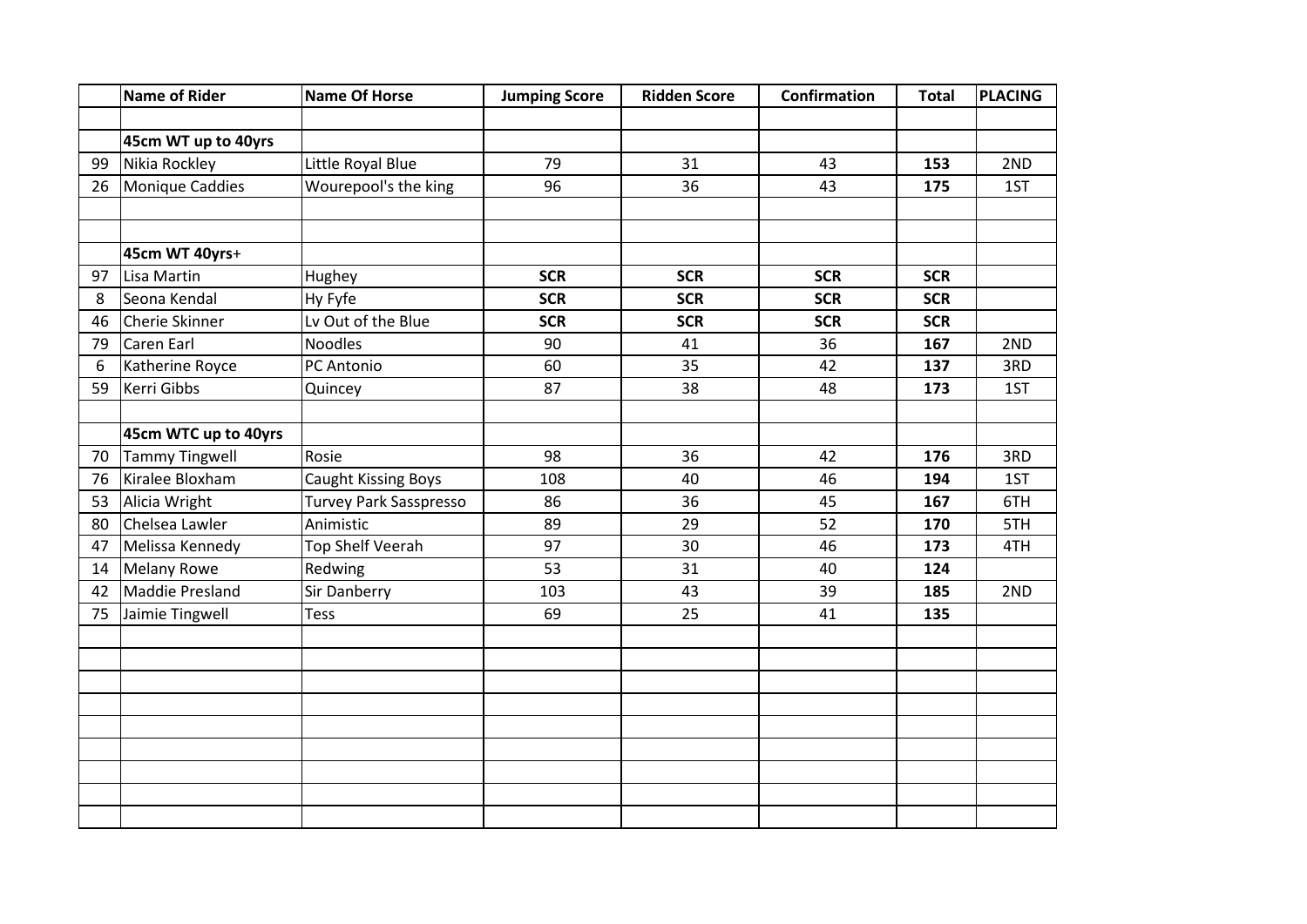| | Name of Rider | Name Of Horse | Jumping Score | Ridden Score | Confirmation | Total | PLACING |
|---|---|---|---|---|---|---|---|
| | | | | | | | |
| | **45cm WT up to 40yrs** | | | | | | |
| 99 | Nikia Rockley | Little Royal Blue | 79 | 31 | 43 | **153** | 2ND |
| 26 | Monique Caddies | Wourepool's the king | 96 | 36 | 43 | **175** | 1ST |
| | | | | | | | |
| | | | | | | | |
| | **45cm WT 40yrs+** | | | | | | |
| 97 | Lisa Martin | Hughey | **SCR** | **SCR** | **SCR** | **SCR** | |
| 8 | Seona Kendal | Hy Fyfe | **SCR** | **SCR** | **SCR** | **SCR** | |
| 46 | Cherie Skinner | Lv Out of the Blue | **SCR** | **SCR** | **SCR** | **SCR** | |
| 79 | Caren Earl | Noodles | 90 | 41 | 36 | **167** | 2ND |
| 6 | Katherine Royce | PC Antonio | 60 | 35 | 42 | **137** | 3RD |
| 59 | Kerri Gibbs | Quincey | 87 | 38 | 48 | **173** | 1ST |
| | | | | | | | |
| | **45cm WTC up to 40yrs** | | | | | | |
| 70 | Tammy Tingwell | Rosie | 98 | 36 | 42 | **176** | 3RD |
| 76 | Kiralee Bloxham | Caught Kissing Boys | 108 | 40 | 46 | **194** | 1ST |
| 53 | Alicia Wright | Turvey Park Sasspresso | 86 | 36 | 45 | **167** | 6TH |
| 80 | Chelsea Lawler | Animistic | 89 | 29 | 52 | **170** | 5TH |
| 47 | Melissa Kennedy | Top Shelf Veerah | 97 | 30 | 46 | **173** | 4TH |
| 14 | Melany Rowe | Redwing | 53 | 31 | 40 | **124** | |
| 42 | Maddie Presland | Sir Danberry | 103 | 43 | 39 | **185** | 2ND |
| 75 | Jaimie Tingwell | Tess | 69 | 25 | 41 | **135** | |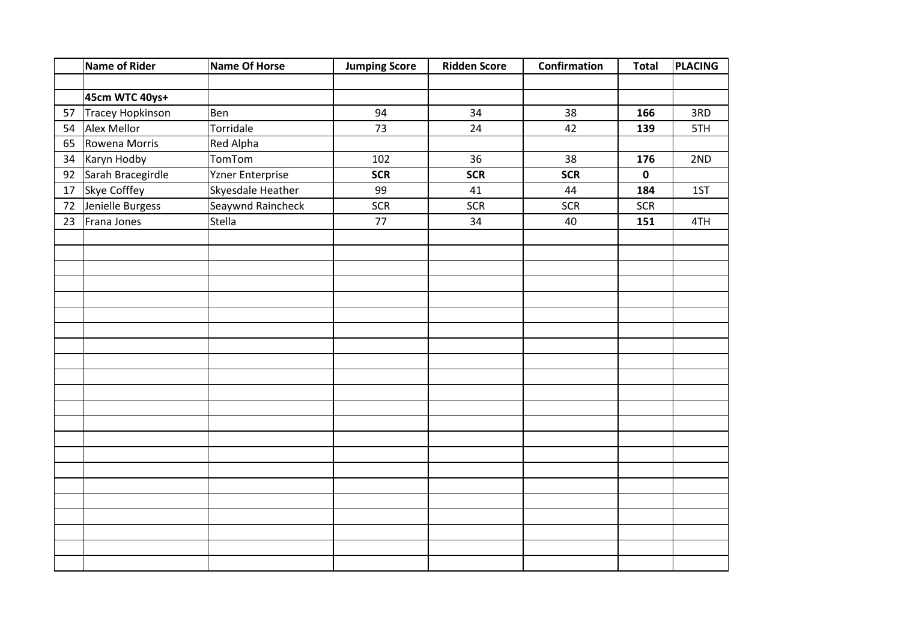| | Name of Rider | Name Of Horse | Jumping Score | Ridden Score | Confirmation | Total | PLACING |
|---|---|---|---|---|---|---|---|
| | | | | | | | |
| | **45cm WTC 40ys+** | | | | | | |
| 57 | Tracey Hopkinson | Ben | 94 | 34 | 38 | **166** | 3RD |
| 54 | Alex Mellor | Torridale | 73 | 24 | 42 | **139** | 5TH |
| 65 | Rowena Morris | Red Alpha | | | | | |
| 34 | Karyn Hodby | TomTom | 102 | 36 | 38 | **176** | 2ND |
| 92 | Sarah Bracegirdle | Yzner Enterprise | **SCR** | **SCR** | **SCR** | **0** | |
| 17 | Skye Cofffey | Skyesdale Heather | 99 | 41 | 44 | **184** | 1ST |
| 72 | Jenielle Burgess | Seaywnd Raincheck | SCR | SCR | SCR | SCR | |
| 23 | Frana Jones | Stella | 77 | 34 | 40 | **151** | 4TH |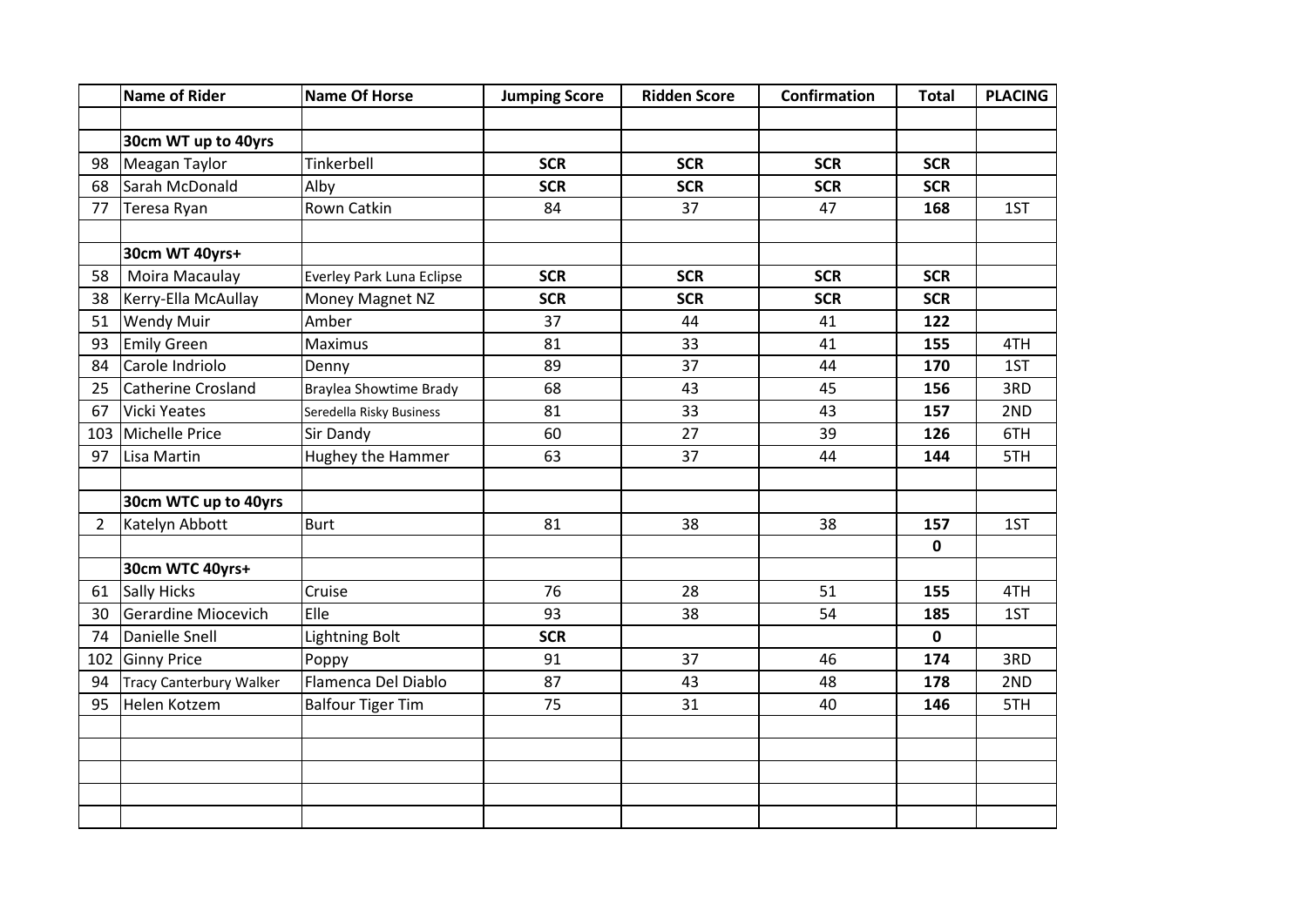| | Name of Rider | Name Of Horse | Jumping Score | Ridden Score | Confirmation | Total | PLACING |
|---|---|---|---|---|---|---|---|
| | | | | | | | |
| | **30cm WT up to 40yrs** | | | | | | |
| 98 | Meagan Taylor | Tinkerbell | **SCR** | **SCR** | **SCR** | **SCR** | |
| 68 | Sarah McDonald | Alby | **SCR** | **SCR** | **SCR** | **SCR** | |
| 77 | Teresa Ryan | Rown Catkin | 84 | 37 | 47 | **168** | 1ST |
| | | | | | | | |
| | **30cm WT 40yrs+** | | | | | | |
| 58 | Moira Macaulay | Everley Park Luna Eclipse | **SCR** | **SCR** | **SCR** | **SCR** | |
| 38 | Kerry-Ella McAullay | Money Magnet NZ | **SCR** | **SCR** | **SCR** | **SCR** | |
| 51 | Wendy Muir | Amber | 37 | 44 | 41 | **122** | |
| 93 | Emily Green | Maximus | 81 | 33 | 41 | **155** | 4TH |
| 84 | Carole Indriolo | Denny | 89 | 37 | 44 | **170** | 1ST |
| 25 | Catherine Crosland | Braylea Showtime Brady | 68 | 43 | 45 | **156** | 3RD |
| 67 | Vicki Yeates | Seredella Risky Business | 81 | 33 | 43 | **157** | 2ND |
| 103 | Michelle Price | Sir Dandy | 60 | 27 | 39 | **126** | 6TH |
| 97 | Lisa Martin | Hughey the Hammer | 63 | 37 | 44 | **144** | 5TH |
| | | | | | | | |
| | **30cm WTC up to 40yrs** | | | | | | |
| 2 | Katelyn Abbott | Burt | 81 | 38 | 38 | **157** | 1ST |
| | | | | | | **0** | |
| | **30cm WTC 40yrs+** | | | | | | |
| 61 | Sally Hicks | Cruise | 76 | 28 | 51 | **155** | 4TH |
| 30 | Gerardine Miocevich | Elle | 93 | 38 | 54 | **185** | 1ST |
| 74 | Danielle Snell | Lightning Bolt | **SCR** | | | **0** | |
| 102 | Ginny Price | Poppy | 91 | 37 | 46 | **174** | 3RD |
| 94 | Tracy Canterbury Walker | Flamenca Del Diablo | 87 | 43 | 48 | **178** | 2ND |
| 95 | Helen Kotzem | Balfour Tiger Tim | 75 | 31 | 40 | **146** | 5TH |
| | | | | | | | |
| | | | | | | | |
| | | | | | | | |
| | | | | | | | |
| | | | | | | | |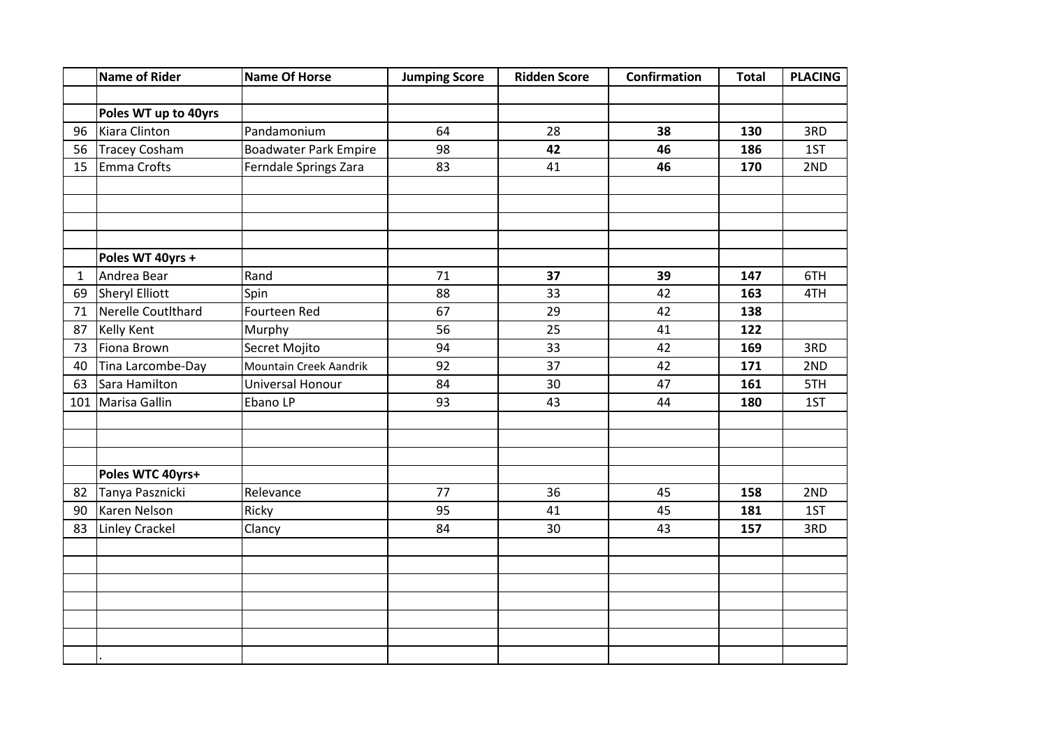| | Name of Rider | Name Of Horse | Jumping Score | Ridden Score | Confirmation | Total | PLACING |
|---|---|---|---|---|---|---|---|
| | | | | | | | |
| | **Poles WT up to 40yrs** | | | | | | |
| 96 | Kiara Clinton | Pandamonium | 64 | 28 | **38** | **130** | 3RD |
| 56 | Tracey Cosham | Boadwater Park Empire | 98 | **42** | **46** | **186** | 1ST |
| 15 | Emma Crofts | Ferndale Springs Zara | 83 | 41 | **46** | **170** | 2ND |
| | | | | | | | |
| | | | | | | | |
| | | | | | | | |
| | | | | | | | |
| | **Poles WT 40yrs +** | | | | | | |
| 1 | Andrea Bear | Rand | 71 | **37** | **39** | **147** | 6TH |
| 69 | Sheryl Elliott | Spin | 88 | 33 | 42 | **163** | 4TH |
| 71 | Nerelle Coutlthard | Fourteen Red | 67 | 29 | 42 | **138** | |
| 87 | Kelly Kent | Murphy | 56 | 25 | 41 | **122** | |
| 73 | Fiona Brown | Secret Mojito | 94 | 33 | 42 | **169** | 3RD |
| 40 | Tina Larcombe-Day | Mountain Creek Aandrik | 92 | 37 | 42 | **171** | 2ND |
| 63 | Sara Hamilton | Universal Honour | 84 | 30 | 47 | **161** | 5TH |
| 101 | Marisa Gallin | Ebano LP | 93 | 43 | 44 | **180** | 1ST |
| | | | | | | | |
| | | | | | | | |
| | | | | | | | |
| | **Poles WTC 40yrs+** | | | | | | |
| 82 | Tanya Pasznicki | Relevance | 77 | 36 | 45 | **158** | 2ND |
| 90 | Karen Nelson | Ricky | 95 | 41 | 45 | **181** | 1ST |
| 83 | Linley Crackel | Clancy | 84 | 30 | 43 | **157** | 3RD |
| | | | | | | | |
| | | | | | | | |
| | | | | | | | |
| | | | | | | | |
| | | | | | | | |
| | | | | | | | |
| | . | | | | | | |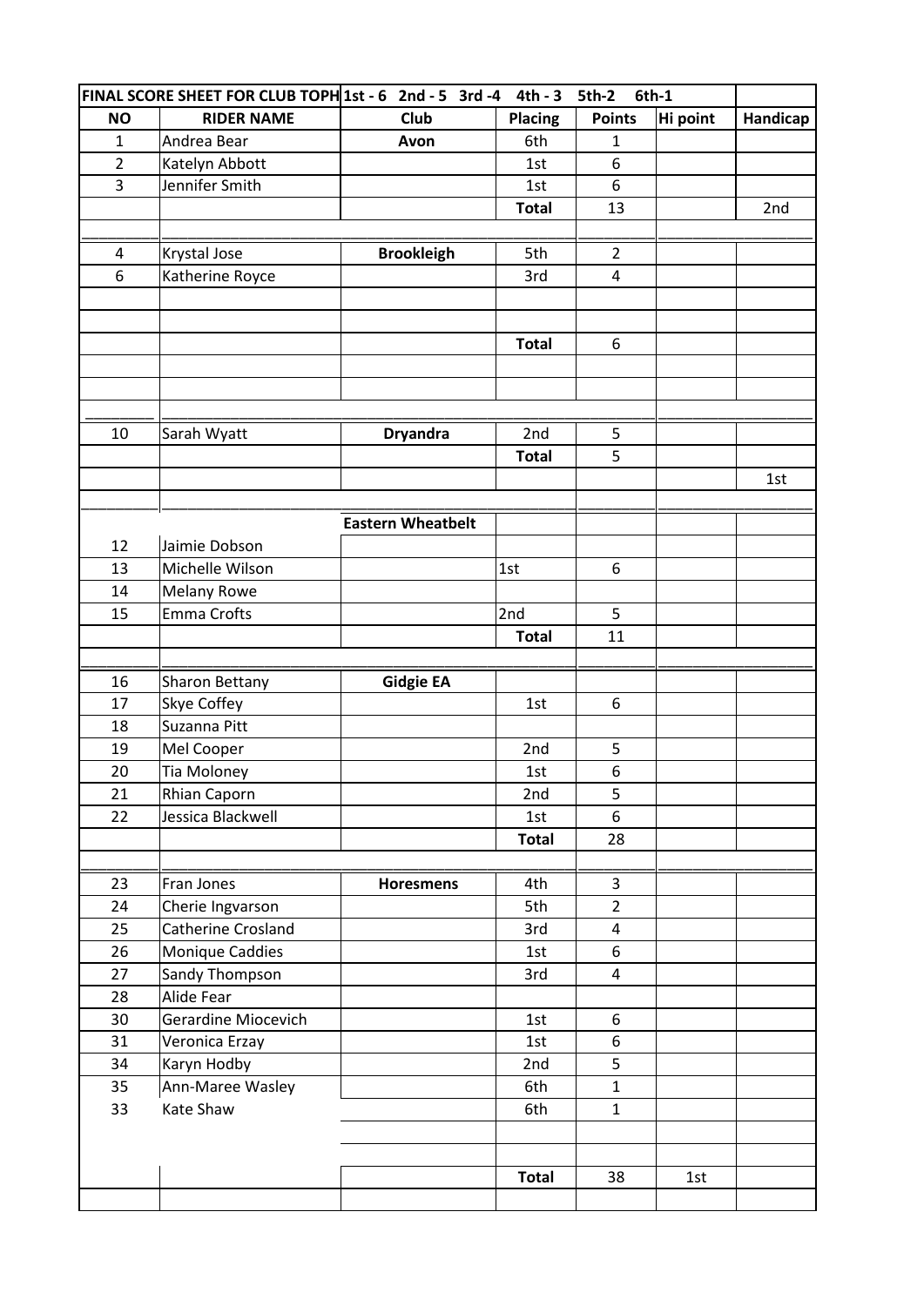| FINAL SCORE SHEET FOR CLUB TOPH | 1st - 6 2nd - 5 3rd -4 | 4th - 3 | 5th-2 6th-1 | | |
|---|---|---|---|---|---|
| NO | RIDER NAME | Club | Placing | Points | Hi point | Handicap |
| 1 | Andrea Bear | Avon | 6th | 1 | | |
| 2 | Katelyn Abbott | | 1st | 6 | | |
| 3 | Jennifer Smith | | 1st | 6 | | |
| | | | Total | 13 | | 2nd |
| | | | | | | |
| 4 | Krystal Jose | Brookleigh | 5th | 2 | | |
| 6 | Katherine Royce | | 3rd | 4 | | |
| | | | | | | |
| | | | | | | |
| | | | Total | 6 | | |
| | | | | | | |
| | | | | | | |
| | | | | | | |
| 10 | Sarah Wyatt | Dryandra | 2nd | 5 | | |
| | | | Total | 5 | | |
| | | | | | | 1st |
| | | | | | | |
| | | Eastern Wheatbelt | | | | |
| 12 | Jaimie Dobson | | | | | |
| 13 | Michelle Wilson | | 1st | 6 | | |
| 14 | Melany Rowe | | | | | |
| 15 | Emma Crofts | | 2nd | 5 | | |
| | | | Total | 11 | | |
| | | | | | | |
| 16 | Sharon Bettany | Gidgie EA | | | | |
| 17 | Skye Coffey | | 1st | 6 | | |
| 18 | Suzanna Pitt | | | | | |
| 19 | Mel Cooper | | 2nd | 5 | | |
| 20 | Tia Moloney | | 1st | 6 | | |
| 21 | Rhian Caporn | | 2nd | 5 | | |
| 22 | Jessica Blackwell | | 1st | 6 | | |
| | | | Total | 28 | | |
| | | | | | | |
| 23 | Fran Jones | Horesmens | 4th | 3 | | |
| 24 | Cherie Ingvarson | | 5th | 2 | | |
| 25 | Catherine Crosland | | 3rd | 4 | | |
| 26 | Monique Caddies | | 1st | 6 | | |
| 27 | Sandy Thompson | | 3rd | 4 | | |
| 28 | Alide Fear | | | | | |
| 30 | Gerardine Miocevich | | 1st | 6 | | |
| 31 | Veronica Erzay | | 1st | 6 | | |
| 34 | Karyn Hodby | | 2nd | 5 | | |
| 35 | Ann-Maree Wasley | | 6th | 1 | | |
| 33 | Kate Shaw | | 6th | 1 | | |
| | | | | | | |
| | | | | | | |
| | | | Total | 38 | 1st | |
| | | | | | | |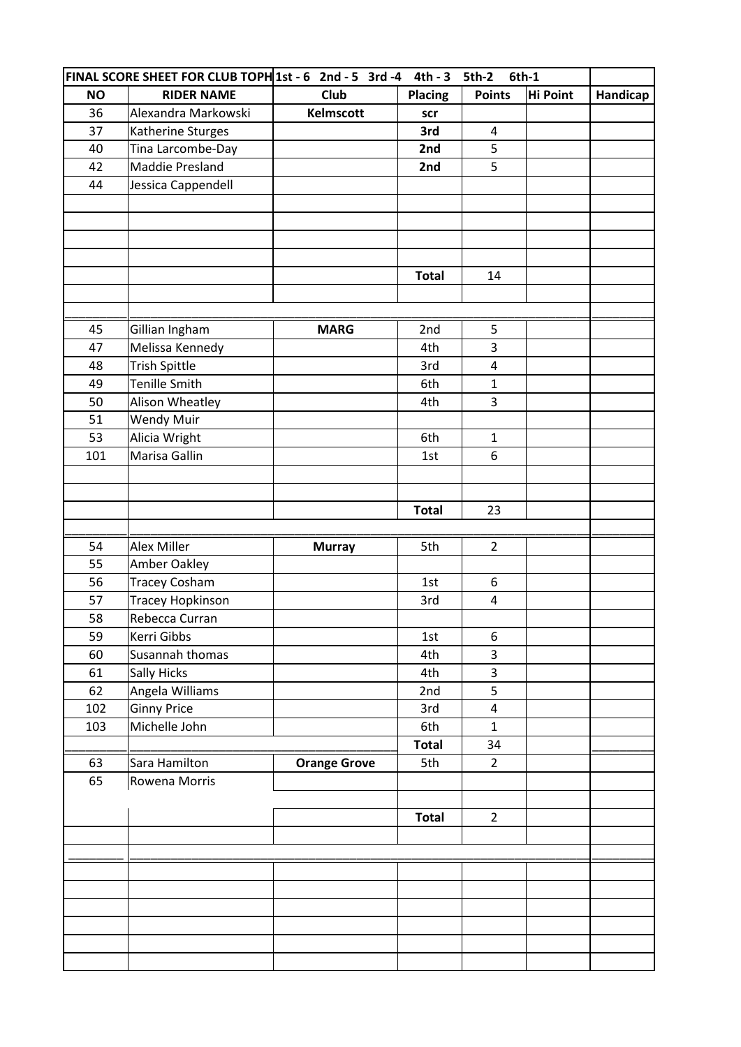| FINAL SCORE SHEET FOR CLUB TOPH | 1st - 6 2nd - 5 3rd -4 | 4th - 3 | 5th-2 6th-1 | | |
|---|---|---|---|---|---|---|
| **NO** | **RIDER NAME** | **Club** | **Placing** | **Points** | **Hi Point** | **Handicap** |
| 36 | Alexandra Markowski | **Kelmscott** | **scr** | | | |
| 37 | Katherine Sturges | | **3rd** | 4 | | |
| 40 | Tina Larcombe-Day | | **2nd** | 5 | | |
| 42 | Maddie Presland | | **2nd** | 5 | | |
| 44 | Jessica Cappendell | | | | | |
| | | | | | | |
| | | | | | | |
| | | | | | | |
| | | | | | | |
| | | | **Total** | 14 | | |
| | | | | | | |
| | | | | | | |
| 45 | Gillian Ingham | **MARG** | 2nd | 5 | | |
| 47 | Melissa Kennedy | | 4th | 3 | | |
| 48 | Trish Spittle | | 3rd | 4 | | |
| 49 | Tenille Smith | | 6th | 1 | | |
| 50 | Alison Wheatley | | 4th | 3 | | |
| 51 | Wendy Muir | | | | | |
| 53 | Alicia Wright | | 6th | 1 | | |
| 101 | Marisa Gallin | | 1st | 6 | | |
| | | | | | | |
| | | | | | | |
| | | | **Total** | 23 | | |
| | | | | | | |
| 54 | Alex Miller | **Murray** | 5th | 2 | | |
| 55 | Amber Oakley | | | | | |
| 56 | Tracey Cosham | | 1st | 6 | | |
| 57 | Tracey Hopkinson | | 3rd | 4 | | |
| 58 | Rebecca Curran | | | | | |
| 59 | Kerri Gibbs | | 1st | 6 | | |
| 60 | Susannah thomas | | 4th | 3 | | |
| 61 | Sally Hicks | | 4th | 3 | | |
| 62 | Angela Williams | | 2nd | 5 | | |
| 102 | Ginny Price | | 3rd | 4 | | |
| 103 | Michelle John | | 6th | 1 | | |
| | | | **Total** | 34 | | |
| 63 | Sara Hamilton | **Orange Grove** | 5th | 2 | | |
| 65 | Rowena Morris | | | | | |
| | | | | | | |
| | | | **Total** | 2 | | |
| | | | | | | |
| | | | | | | |
| | | | | | | |
| | | | | | | |
| | | | | | | |
| | | | | | | |
| | | | | | | |
| | | | | | | |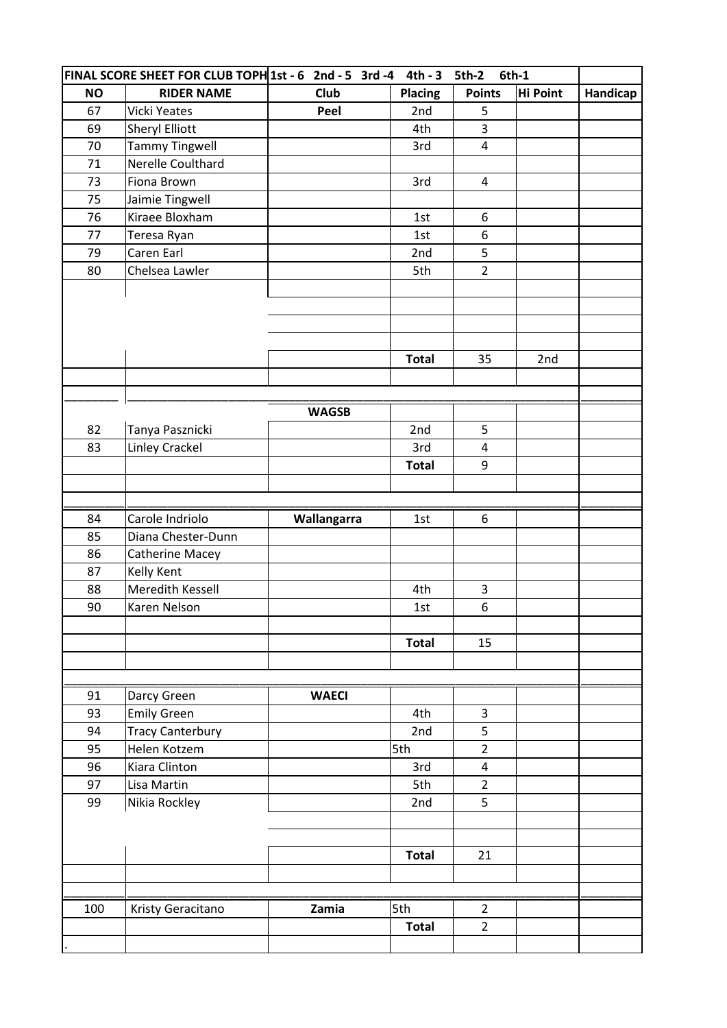| FINAL SCORE SHEET FOR CLUB TOPH | 1st - 6  2nd - 5  3rd -4 | 4th - 3 | 5th-2 | 6th-1 | | |
|---|---|---|---|---|---|---|
| **NO** | **RIDER NAME** | **Club** | **Placing** | **Points** | **Hi Point** | **Handicap** |
| 67 | Vicki Yeates | **Peel** | 2nd | 5 | | |
| 69 | Sheryl Elliott | | 4th | 3 | | |
| 70 | Tammy Tingwell | | 3rd | 4 | | |
| 71 | Nerelle Coulthard | | | | | |
| 73 | Fiona Brown | | 3rd | 4 | | |
| 75 | Jaimie Tingwell | | | | | |
| 76 | Kiraee Bloxham | | 1st | 6 | | |
| 77 | Teresa Ryan | | 1st | 6 | | |
| 79 | Caren Earl | | 2nd | 5 | | |
| 80 | Chelsea Lawler | | 5th | 2 | | |
| | | | | | | |
| | | | | | | |
| | | | | | | |
| | | | | | | |
| | | | **Total** | 35 | 2nd | |
| | | | | | | |
| | | | | | | |
| | | **WAGSB** | | | | |
| 82 | Tanya Pasznicki | | 2nd | 5 | | |
| 83 | Linley Crackel | | 3rd | 4 | | |
| | | | **Total** | 9 | | |
| | | | | | | |
| | | | | | | |
| 84 | Carole Indriolo | **Wallangarra** | 1st | 6 | | |
| 85 | Diana Chester-Dunn | | | | | |
| 86 | Catherine Macey | | | | | |
| 87 | Kelly Kent | | | | | |
| 88 | Meredith Kessell | | 4th | 3 | | |
| 90 | Karen Nelson | | 1st | 6 | | |
| | | | | | | |
| | | | **Total** | 15 | | |
| | | | | | | |
| | | | | | | |
| 91 | Darcy Green | **WAECI** | | | | |
| 93 | Emily Green | | 4th | 3 | | |
| 94 | Tracy Canterbury | | 2nd | 5 | | |
| 95 | Helen Kotzem | | 5th | 2 | | |
| 96 | Kiara Clinton | | 3rd | 4 | | |
| 97 | Lisa Martin | | 5th | 2 | | |
| 99 | Nikia Rockley | | 2nd | 5 | | |
| | | | | | | |
| | | | | | | |
| | | | **Total** | 21 | | |
| | | | | | | |
| | | | | | | |
| 100 | Kristy Geracitano | **Zamia** | 5th | 2 | | |
| | | | **Total** | 2 | | |
| . | | | | | | |